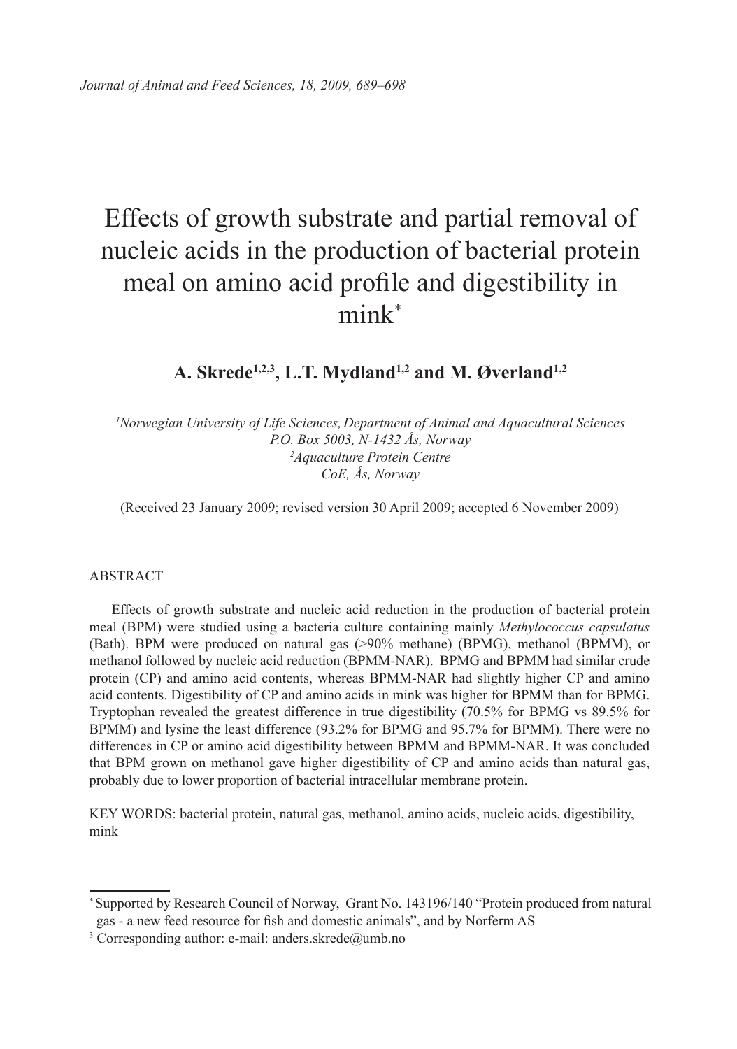# Effects of growth substrate and partial removal of nucleic acids in the production of bacterial protein meal on amino acid profile and digestibility in mink*

**A. Skrede[1,2,3], L.T. Mydland[1,2] and M. Øverland[1,2]**

*[1]Norwegian University of Life Sciences, Department of Animal and Aquacultural Sciences*
*P.O. Box 5003, N-1432 Ås, Norway*
*[2]Aquaculture Protein Centre*
*CoE, Ås, Norway*

(Received 23 January 2009; revised version 30 April 2009; accepted 6 November 2009)

ABSTRACT

Effects of growth substrate and nucleic acid reduction in the production of bacterial protein meal (BPM) were studied using a bacteria culture containing mainly *Methylococcus capsulatus* (Bath). BPM were produced on natural gas (>90% methane) (BPMG), methanol (BPMM), or methanol followed by nucleic acid reduction (BPMM-NAR). BPMG and BPMM had similar crude protein (CP) and amino acid contents, whereas BPMM-NAR had slightly higher CP and amino acid contents. Digestibility of CP and amino acids in mink was higher for BPMM than for BPMG. Tryptophan revealed the greatest difference in true digestibility (70.5% for BPMG vs 89.5% for BPMM) and lysine the least difference (93.2% for BPMG and 95.7% for BPMM). There were no differences in CP or amino acid digestibility between BPMM and BPMM-NAR. It was concluded that BPM grown on methanol gave higher digestibility of CP and amino acids than natural gas, probably due to lower proportion of bacterial intracellular membrane protein.

KEY WORDS: bacterial protein, natural gas, methanol, amino acids, nucleic acids, digestibility, mink

---

* Supported by Research Council of Norway, Grant No. 143196/140 "Protein produced from natural gas - a new feed resource for fish and domestic animals", and by Norferm AS

[3] Corresponding author: e-mail: anders.skrede@umb.no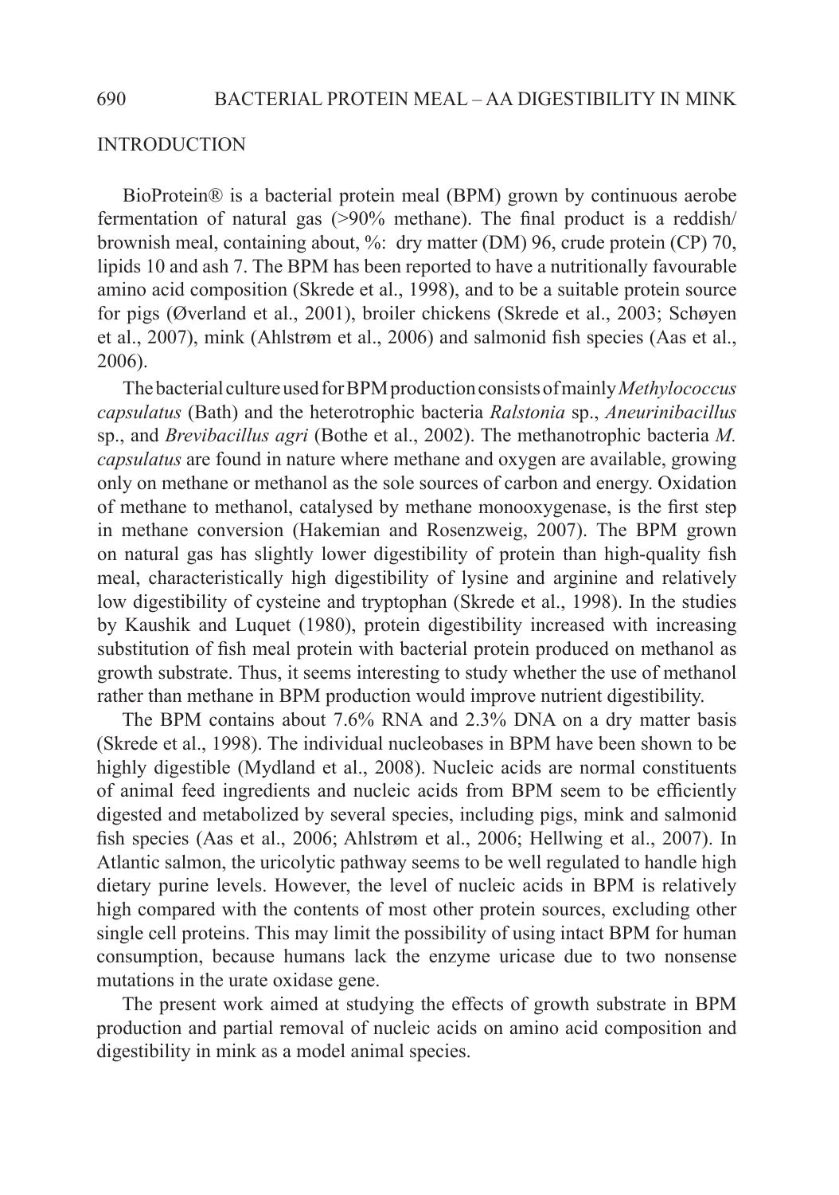## INTRODUCTION

BioProtein® is a bacterial protein meal (BPM) grown by continuous aerobe fermentation of natural gas (>90% methane). The final product is a reddish/brownish meal, containing about, %: dry matter (DM) 96, crude protein (CP) 70, lipids 10 and ash 7. The BPM has been reported to have a nutritionally favourable amino acid composition (Skrede et al., 1998), and to be a suitable protein source for pigs (Øverland et al., 2001), broiler chickens (Skrede et al., 2003; Schøyen et al., 2007), mink (Ahlstrøm et al., 2006) and salmonid fish species (Aas et al., 2006).

The bacterial culture used for BPM production consists of mainly *Methylococcus capsulatus* (Bath) and the heterotrophic bacteria *Ralstonia* sp., *Aneurinibacillus* sp., and *Brevibacillus agri* (Bothe et al., 2002). The methanotrophic bacteria *M. capsulatus* are found in nature where methane and oxygen are available, growing only on methane or methanol as the sole sources of carbon and energy. Oxidation of methane to methanol, catalysed by methane monooxygenase, is the first step in methane conversion (Hakemian and Rosenzweig, 2007). The BPM grown on natural gas has slightly lower digestibility of protein than high-quality fish meal, characteristically high digestibility of lysine and arginine and relatively low digestibility of cysteine and tryptophan (Skrede et al., 1998). In the studies by Kaushik and Luquet (1980), protein digestibility increased with increasing substitution of fish meal protein with bacterial protein produced on methanol as growth substrate. Thus, it seems interesting to study whether the use of methanol rather than methane in BPM production would improve nutrient digestibility.

The BPM contains about 7.6% RNA and 2.3% DNA on a dry matter basis (Skrede et al., 1998). The individual nucleobases in BPM have been shown to be highly digestible (Mydland et al., 2008). Nucleic acids are normal constituents of animal feed ingredients and nucleic acids from BPM seem to be efficiently digested and metabolized by several species, including pigs, mink and salmonid fish species (Aas et al., 2006; Ahlstrøm et al., 2006; Hellwing et al., 2007). In Atlantic salmon, the uricolytic pathway seems to be well regulated to handle high dietary purine levels. However, the level of nucleic acids in BPM is relatively high compared with the contents of most other protein sources, excluding other single cell proteins. This may limit the possibility of using intact BPM for human consumption, because humans lack the enzyme uricase due to two nonsense mutations in the urate oxidase gene.

The present work aimed at studying the effects of growth substrate in BPM production and partial removal of nucleic acids on amino acid composition and digestibility in mink as a model animal species.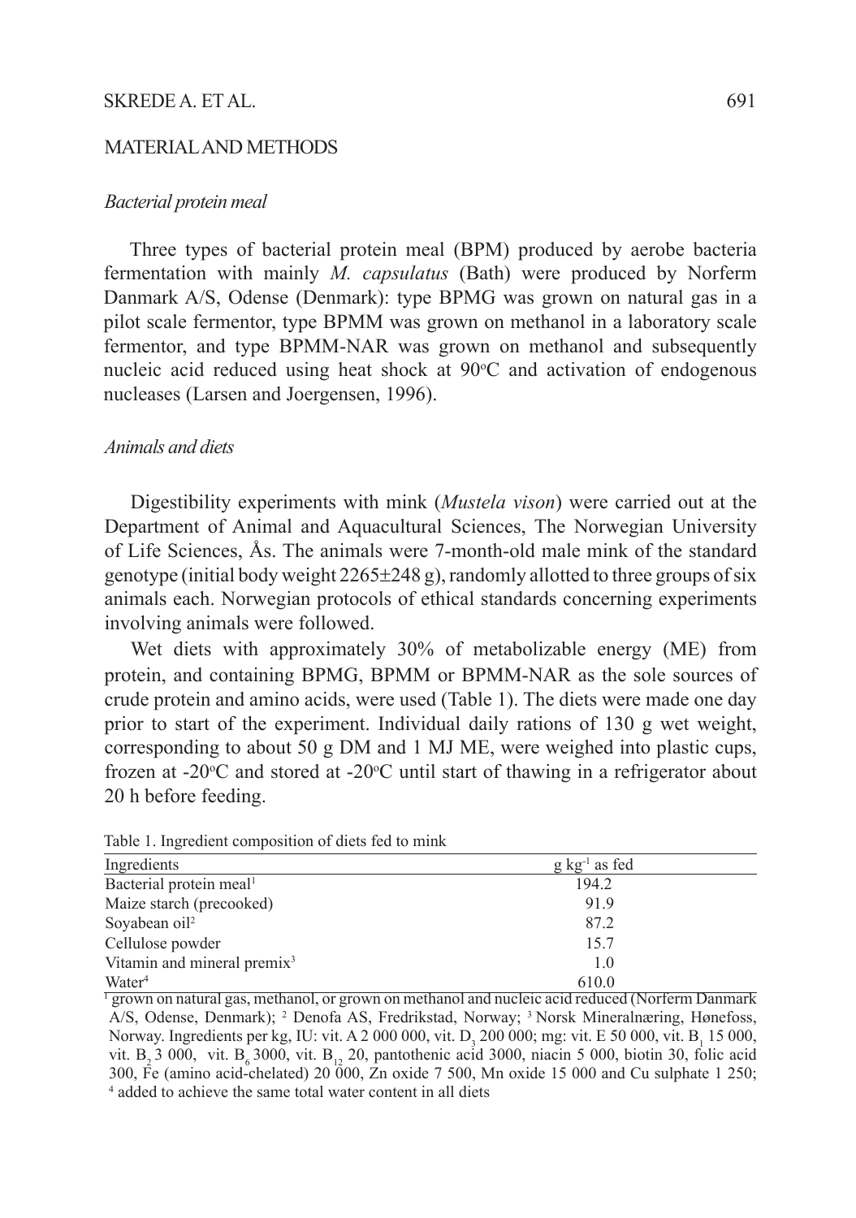## MATERIAL AND METHODS

### *Bacterial protein meal*

Three types of bacterial protein meal (BPM) produced by aerobe bacteria fermentation with mainly *M. capsulatus* (Bath) were produced by Norferm Danmark A/S, Odense (Denmark): type BPMG was grown on natural gas in a pilot scale fermentor, type BPMM was grown on methanol in a laboratory scale fermentor, and type BPMM-NAR was grown on methanol and subsequently nucleic acid reduced using heat shock at 90°C and activation of endogenous nucleases (Larsen and Joergensen, 1996).

### *Animals and diets*

Digestibility experiments with mink (*Mustela vison*) were carried out at the Department of Animal and Aquacultural Sciences, The Norwegian University of Life Sciences, Ås. The animals were 7-month-old male mink of the standard genotype (initial body weight 2265±248 g), randomly allotted to three groups of six animals each. Norwegian protocols of ethical standards concerning experiments involving animals were followed.

Wet diets with approximately 30% of metabolizable energy (ME) from protein, and containing BPMG, BPMM or BPMM-NAR as the sole sources of crude protein and amino acids, were used (Table 1). The diets were made one day prior to start of the experiment. Individual daily rations of 130 g wet weight, corresponding to about 50 g DM and 1 MJ ME, were weighed into plastic cups, frozen at -20°C and stored at -20°C until start of thawing in a refrigerator about 20 h before feeding.

Table 1. Ingredient composition of diets fed to mink

| Ingredients | g $kg^{-1}$ as fed |
|---|---|
| Bacterial protein meal[1] | 194.2 |
| Maize starch (precooked) | 91.9 |
| Soyabean oil[2] | 87.2 |
| Cellulose powder | 15.7 |
| Vitamin and mineral premix[3] | 1.0 |
| Water[4] | 610.0 |

[1] grown on natural gas, methanol, or grown on methanol and nucleic acid reduced (Norferm Danmark A/S, Odense, Denmark); [2] Denofa AS, Fredrikstad, Norway; [3] Norsk Mineralnæring, Hønefoss, Norway. Ingredients per kg, IU: vit. A 2 000 000, vit. $D_3$ 200 000; mg: vit. E 50 000, vit. $B_1$ 15 000, vit. $B_2$ 3 000, vit. $B_6$ 3000, vit. $B_{12}$ 20, pantothenic acid 3000, niacin 5 000, biotin 30, folic acid 300, Fe (amino acid-chelated) 20 000, Zn oxide 7 500, Mn oxide 15 000 and Cu sulphate 1 250; [4] added to achieve the same total water content in all diets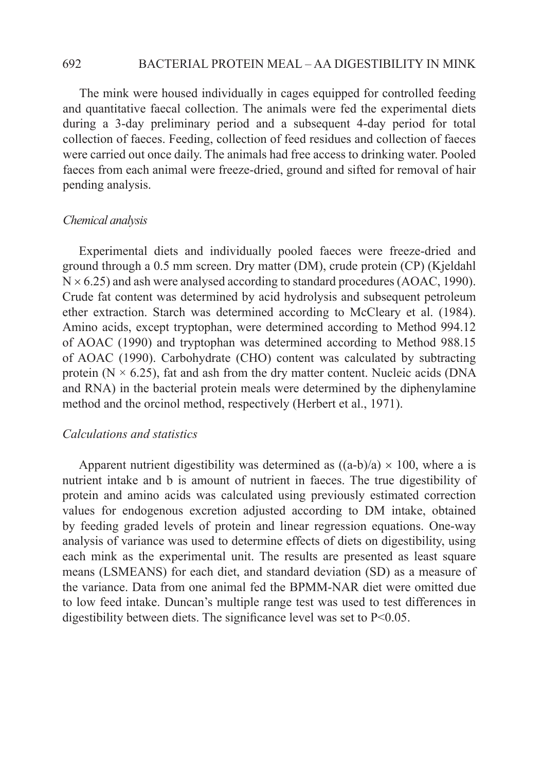The mink were housed individually in cages equipped for controlled feeding and quantitative faecal collection. The animals were fed the experimental diets during a 3-day preliminary period and a subsequent 4-day period for total collection of faeces. Feeding, collection of feed residues and collection of faeces were carried out once daily. The animals had free access to drinking water. Pooled faeces from each animal were freeze-dried, ground and sifted for removal of hair pending analysis.

### *Chemical analysis*

Experimental diets and individually pooled faeces were freeze-dried and ground through a 0.5 mm screen. Dry matter (DM), crude protein (CP) (Kjeldahl $N \times 6.25$) and ash were analysed according to standard procedures (AOAC, 1990). Crude fat content was determined by acid hydrolysis and subsequent petroleum ether extraction. Starch was determined according to McCleary et al. (1984). Amino acids, except tryptophan, were determined according to Method 994.12 of AOAC (1990) and tryptophan was determined according to Method 988.15 of AOAC (1990). Carbohydrate (CHO) content was calculated by subtracting protein ($N \times 6.25$), fat and ash from the dry matter content. Nucleic acids (DNA and RNA) in the bacterial protein meals were determined by the diphenylamine method and the orcinol method, respectively (Herbert et al., 1971).

### *Calculations and statistics*

Apparent nutrient digestibility was determined as $((a-b)/a) \times 100$, where a is nutrient intake and b is amount of nutrient in faeces. The true digestibility of protein and amino acids was calculated using previously estimated correction values for endogenous excretion adjusted according to DM intake, obtained by feeding graded levels of protein and linear regression equations. One-way analysis of variance was used to determine effects of diets on digestibility, using each mink as the experimental unit. The results are presented as least square means (LSMEANS) for each diet, and standard deviation (SD) as a measure of the variance. Data from one animal fed the BPMM-NAR diet were omitted due to low feed intake. Duncan's multiple range test was used to test differences in digestibility between diets. The significance level was set to $P<0.05$.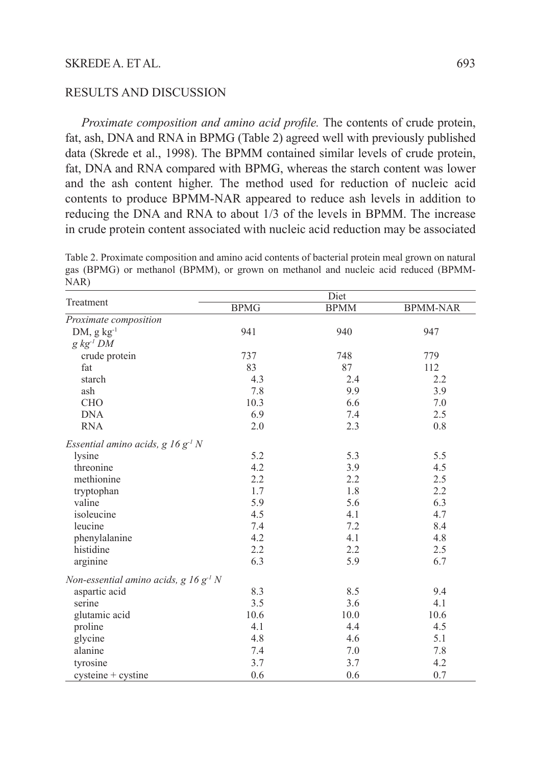## RESULTS AND DISCUSSION

*Proximate composition and amino acid profile.* The contents of crude protein, fat, ash, DNA and RNA in BPMG (Table 2) agreed well with previously published data (Skrede et al., 1998). The BPMM contained similar levels of crude protein, fat, DNA and RNA compared with BPMG, whereas the starch content was lower and the ash content higher. The method used for reduction of nucleic acid contents to produce BPMM-NAR appeared to reduce ash levels in addition to reducing the DNA and RNA to about 1/3 of the levels in BPMM. The increase in crude protein content associated with nucleic acid reduction may be associated

Table 2. Proximate composition and amino acid contents of bacterial protein meal grown on natural gas (BPMG) or methanol (BPMM), or grown on methanol and nucleic acid reduced (BPMM-NAR)

| Treatment | Diet | | |
|---|---|---|---|
| | BPMG | BPMM | BPMM-NAR |
| *Proximate composition* | | | |
| DM, g $kg^{-1}$ | 941 | 940 | 947 |
| *g $kg^{-1}$ DM* | | | |
| crude protein | 737 | 748 | 779 |
| fat | 83 | 87 | 112 |
| starch | 4.3 | 2.4 | 2.2 |
| ash | 7.8 | 9.9 | 3.9 |
| CHO | 10.3 | 6.6 | 7.0 |
| DNA | 6.9 | 7.4 | 2.5 |
| RNA | 2.0 | 2.3 | 0.8 |
| *Essential amino acids, g 16 $g^{-1}$ N* | | | |
| lysine | 5.2 | 5.3 | 5.5 |
| threonine | 4.2 | 3.9 | 4.5 |
| methionine | 2.2 | 2.2 | 2.5 |
| tryptophan | 1.7 | 1.8 | 2.2 |
| valine | 5.9 | 5.6 | 6.3 |
| isoleucine | 4.5 | 4.1 | 4.7 |
| leucine | 7.4 | 7.2 | 8.4 |
| phenylalanine | 4.2 | 4.1 | 4.8 |
| histidine | 2.2 | 2.2 | 2.5 |
| arginine | 6.3 | 5.9 | 6.7 |
| *Non-essential amino acids, g 16 $g^{-1}$ N* | | | |
| aspartic acid | 8.3 | 8.5 | 9.4 |
| serine | 3.5 | 3.6 | 4.1 |
| glutamic acid | 10.6 | 10.0 | 10.6 |
| proline | 4.1 | 4.4 | 4.5 |
| glycine | 4.8 | 4.6 | 5.1 |
| alanine | 7.4 | 7.0 | 7.8 |
| tyrosine | 3.7 | 3.7 | 4.2 |
| cysteine + cystine | 0.6 | 0.6 | 0.7 |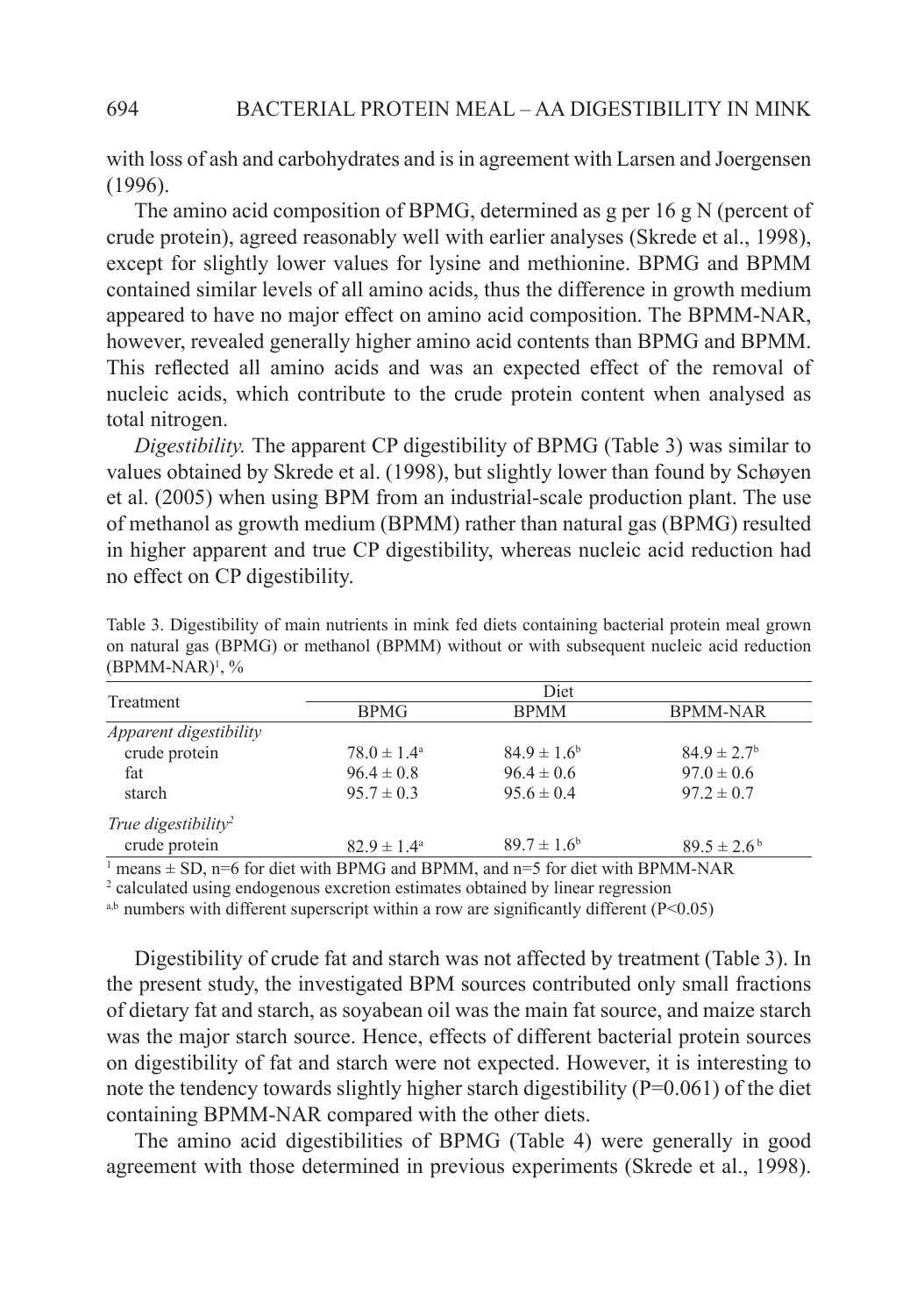with loss of ash and carbohydrates and is in agreement with Larsen and Joergensen (1996).

The amino acid composition of BPMG, determined as g per 16 g N (percent of crude protein), agreed reasonably well with earlier analyses (Skrede et al., 1998), except for slightly lower values for lysine and methionine. BPMG and BPMM contained similar levels of all amino acids, thus the difference in growth medium appeared to have no major effect on amino acid composition. The BPMM-NAR, however, revealed generally higher amino acid contents than BPMG and BPMM. This reflected all amino acids and was an expected effect of the removal of nucleic acids, which contribute to the crude protein content when analysed as total nitrogen.

*Digestibility.* The apparent CP digestibility of BPMG (Table 3) was similar to values obtained by Skrede et al. (1998), but slightly lower than found by Schøyen et al. (2005) when using BPM from an industrial-scale production plant. The use of methanol as growth medium (BPMM) rather than natural gas (BPMG) resulted in higher apparent and true CP digestibility, whereas nucleic acid reduction had no effect on CP digestibility.

Table 3. Digestibility of main nutrients in mink fed diets containing bacterial protein meal grown on natural gas (BPMG) or methanol (BPMM) without or with subsequent nucleic acid reduction (BPMM-NAR)[1], %

| Treatment | Diet | | |
|---|---|---|---|
| | BPMG | BPMM | BPMM-NAR |
| *Apparent digestibility* | | | |
| crude protein | $78.0 \pm 1.4^{a}$ | $84.9 \pm 1.6^{b}$ | $84.9 \pm 2.7^{b}$ |
| fat | $96.4 \pm 0.8$ | $96.4 \pm 0.6$ | $97.0 \pm 0.6$ |
| starch | $95.7 \pm 0.3$ | $95.6 \pm 0.4$ | $97.2 \pm 0.7$ |
| *True digestibility*[2] | | | |
| crude protein | $82.9 \pm 1.4^{a}$ | $89.7 \pm 1.6^{b}$ | $89.5 \pm 2.6^{b}$ |

[1] means ± SD, n=6 for diet with BPMG and BPMM, and n=5 for diet with BPMM-NAR

[2] calculated using endogenous excretion estimates obtained by linear regression

[a,b] numbers with different superscript within a row are significantly different ($P<0.05$)

Digestibility of crude fat and starch was not affected by treatment (Table 3). In the present study, the investigated BPM sources contributed only small fractions of dietary fat and starch, as soyabean oil was the main fat source, and maize starch was the major starch source. Hence, effects of different bacterial protein sources on digestibility of fat and starch were not expected. However, it is interesting to note the tendency towards slightly higher starch digestibility ($P=0.061$) of the diet containing BPMM-NAR compared with the other diets.

The amino acid digestibilities of BPMG (Table 4) were generally in good agreement with those determined in previous experiments (Skrede et al., 1998).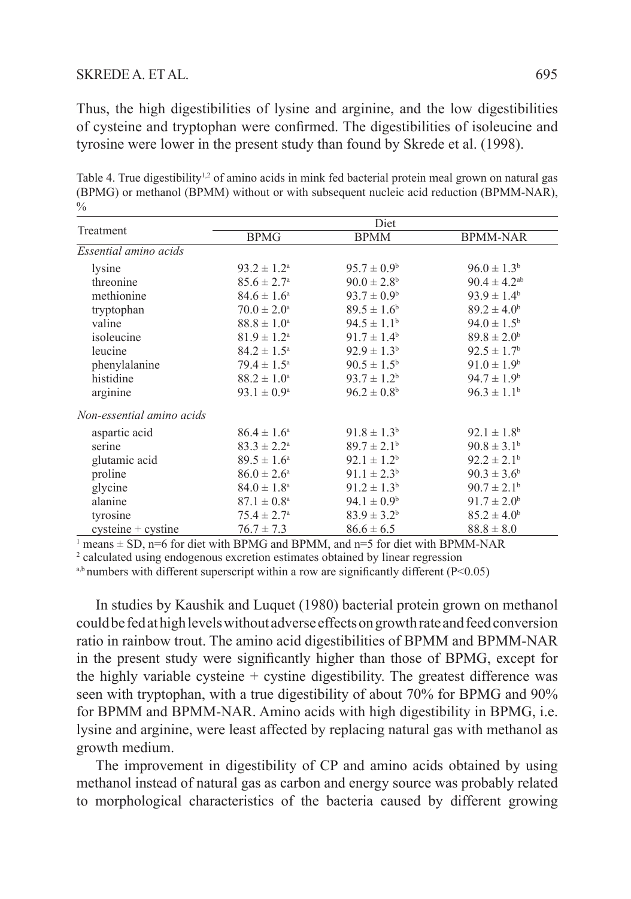Thus, the high digestibilities of lysine and arginine, and the low digestibilities of cysteine and tryptophan were confirmed. The digestibilities of isoleucine and tyrosine were lower in the present study than found by Skrede et al. (1998).

Table 4. True digestibility[1,2] of amino acids in mink fed bacterial protein meal grown on natural gas (BPMG) or methanol (BPMM) without or with subsequent nucleic acid reduction (BPMM-NAR), %

| Treatment | Diet | | |
|---|---|---|---|
| | BPMG | BPMM | BPMM-NAR |
| *Essential amino acids* | | | |
| lysine | $93.2 \pm 1.2^{a}$ | $95.7 \pm 0.9^{b}$ | $96.0 \pm 1.3^{b}$ |
| threonine | $85.6 \pm 2.7^{a}$ | $90.0 \pm 2.8^{b}$ | $90.4 \pm 4.2^{ab}$ |
| methionine | $84.6 \pm 1.6^{a}$ | $93.7 \pm 0.9^{b}$ | $93.9 \pm 1.4^{b}$ |
| tryptophan | $70.0 \pm 2.0^{a}$ | $89.5 \pm 1.6^{b}$ | $89.2 \pm 4.0^{b}$ |
| valine | $88.8 \pm 1.0^{a}$ | $94.5 \pm 1.1^{b}$ | $94.0 \pm 1.5^{b}$ |
| isoleucine | $81.9 \pm 1.2^{a}$ | $91.7 \pm 1.4^{b}$ | $89.8 \pm 2.0^{b}$ |
| leucine | $84.2 \pm 1.5^{a}$ | $92.9 \pm 1.3^{b}$ | $92.5 \pm 1.7^{b}$ |
| phenylalanine | $79.4 \pm 1.5^{a}$ | $90.5 \pm 1.5^{b}$ | $91.0 \pm 1.9^{b}$ |
| histidine | $88.2 \pm 1.0^{a}$ | $93.7 \pm 1.2^{b}$ | $94.7 \pm 1.9^{b}$ |
| arginine | $93.1 \pm 0.9^{a}$ | $96.2 \pm 0.8^{b}$ | $96.3 \pm 1.1^{b}$ |
| *Non-essential amino acids* | | | |
| aspartic acid | $86.4 \pm 1.6^{a}$ | $91.8 \pm 1.3^{b}$ | $92.1 \pm 1.8^{b}$ |
| serine | $83.3 \pm 2.2^{a}$ | $89.7 \pm 2.1^{b}$ | $90.8 \pm 3.1^{b}$ |
| glutamic acid | $89.5 \pm 1.6^{a}$ | $92.1 \pm 1.2^{b}$ | $92.2 \pm 2.1^{b}$ |
| proline | $86.0 \pm 2.6^{a}$ | $91.1 \pm 2.3^{b}$ | $90.3 \pm 3.6^{b}$ |
| glycine | $84.0 \pm 1.8^{a}$ | $91.2 \pm 1.3^{b}$ | $90.7 \pm 2.1^{b}$ |
| alanine | $87.1 \pm 0.8^{a}$ | $94.1 \pm 0.9^{b}$ | $91.7 \pm 2.0^{b}$ |
| tyrosine | $75.4 \pm 2.7^{a}$ | $83.9 \pm 3.2^{b}$ | $85.2 \pm 4.0^{b}$ |
| cysteine + cystine | $76.7 \pm 7.3$ | $86.6 \pm 6.5$ | $88.8 \pm 8.0$ |

[1] means ± SD, n=6 for diet with BPMG and BPMM, and n=5 for diet with BPMM-NAR
[2] calculated using endogenous excretion estimates obtained by linear regression
[a,b] numbers with different superscript within a row are significantly different ($P<0.05$)

In studies by Kaushik and Luquet (1980) bacterial protein grown on methanol could be fed at high levels without adverse effects on growth rate and feed conversion ratio in rainbow trout. The amino acid digestibilities of BPMM and BPMM-NAR in the present study were significantly higher than those of BPMG, except for the highly variable cysteine + cystine digestibility. The greatest difference was seen with tryptophan, with a true digestibility of about 70% for BPMG and 90% for BPMM and BPMM-NAR. Amino acids with high digestibility in BPMG, i.e. lysine and arginine, were least affected by replacing natural gas with methanol as growth medium.

The improvement in digestibility of CP and amino acids obtained by using methanol instead of natural gas as carbon and energy source was probably related to morphological characteristics of the bacteria caused by different growing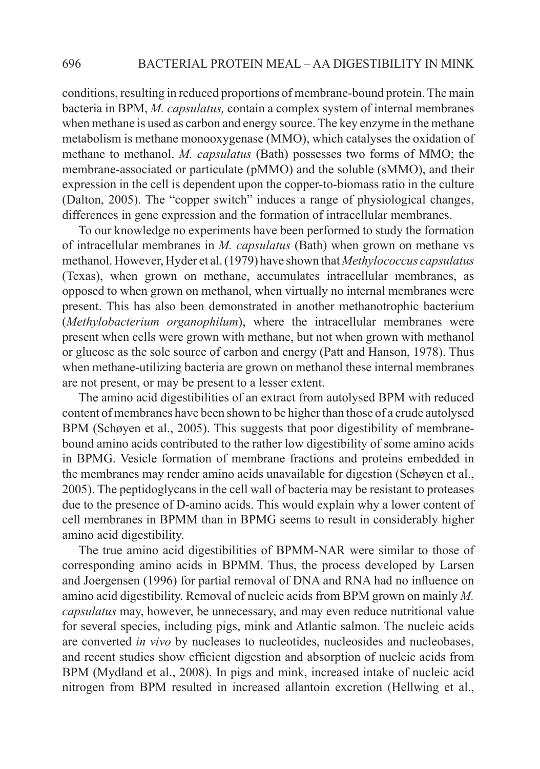conditions, resulting in reduced proportions of membrane-bound protein. The main bacteria in BPM, *M. capsulatus,* contain a complex system of internal membranes when methane is used as carbon and energy source. The key enzyme in the methane metabolism is methane monooxygenase (MMO), which catalyses the oxidation of methane to methanol. *M. capsulatus* (Bath) possesses two forms of MMO; the membrane-associated or particulate (pMMO) and the soluble (sMMO), and their expression in the cell is dependent upon the copper-to-biomass ratio in the culture (Dalton, 2005). The "copper switch" induces a range of physiological changes, differences in gene expression and the formation of intracellular membranes.

To our knowledge no experiments have been performed to study the formation of intracellular membranes in *M. capsulatus* (Bath) when grown on methane vs methanol. However, Hyder et al. (1979) have shown that *Methylococcus capsulatus* (Texas), when grown on methane, accumulates intracellular membranes, as opposed to when grown on methanol, when virtually no internal membranes were present. This has also been demonstrated in another methanotrophic bacterium (*Methylobacterium organophilum*), where the intracellular membranes were present when cells were grown with methane, but not when grown with methanol or glucose as the sole source of carbon and energy (Patt and Hanson, 1978). Thus when methane-utilizing bacteria are grown on methanol these internal membranes are not present, or may be present to a lesser extent.

The amino acid digestibilities of an extract from autolysed BPM with reduced content of membranes have been shown to be higher than those of a crude autolysed BPM (Schøyen et al., 2005). This suggests that poor digestibility of membrane-bound amino acids contributed to the rather low digestibility of some amino acids in BPMG. Vesicle formation of membrane fractions and proteins embedded in the membranes may render amino acids unavailable for digestion (Schøyen et al., 2005). The peptidoglycans in the cell wall of bacteria may be resistant to proteases due to the presence of D-amino acids. This would explain why a lower content of cell membranes in BPMM than in BPMG seems to result in considerably higher amino acid digestibility.

The true amino acid digestibilities of BPMM-NAR were similar to those of corresponding amino acids in BPMM. Thus, the process developed by Larsen and Joergensen (1996) for partial removal of DNA and RNA had no influence on amino acid digestibility. Removal of nucleic acids from BPM grown on mainly *M. capsulatus* may, however, be unnecessary, and may even reduce nutritional value for several species, including pigs, mink and Atlantic salmon. The nucleic acids are converted *in vivo* by nucleases to nucleotides, nucleosides and nucleobases, and recent studies show efficient digestion and absorption of nucleic acids from BPM (Mydland et al., 2008). In pigs and mink, increased intake of nucleic acid nitrogen from BPM resulted in increased allantoin excretion (Hellwing et al.,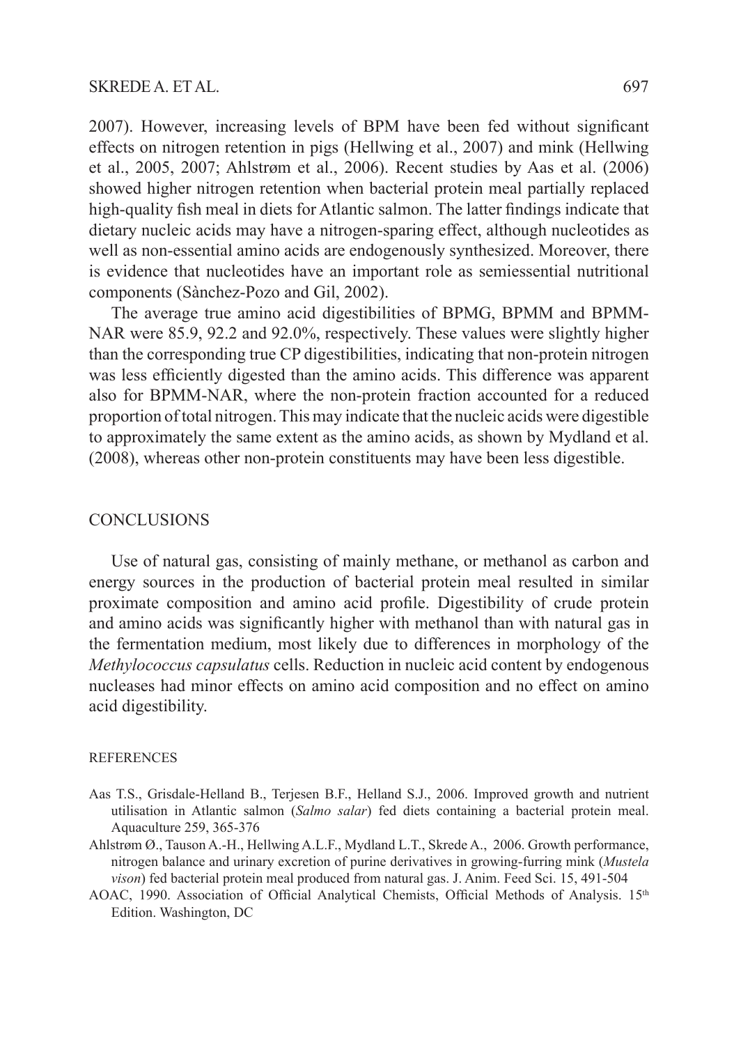2007). However, increasing levels of BPM have been fed without significant effects on nitrogen retention in pigs (Hellwing et al., 2007) and mink (Hellwing et al., 2005, 2007; Ahlstrøm et al., 2006). Recent studies by Aas et al. (2006) showed higher nitrogen retention when bacterial protein meal partially replaced high-quality fish meal in diets for Atlantic salmon. The latter findings indicate that dietary nucleic acids may have a nitrogen-sparing effect, although nucleotides as well as non-essential amino acids are endogenously synthesized. Moreover, there is evidence that nucleotides have an important role as semiessential nutritional components (Sànchez-Pozo and Gil, 2002).

The average true amino acid digestibilities of BPMG, BPMM and BPMM-NAR were 85.9, 92.2 and 92.0%, respectively. These values were slightly higher than the corresponding true CP digestibilities, indicating that non-protein nitrogen was less efficiently digested than the amino acids. This difference was apparent also for BPMM-NAR, where the non-protein fraction accounted for a reduced proportion of total nitrogen. This may indicate that the nucleic acids were digestible to approximately the same extent as the amino acids, as shown by Mydland et al. (2008), whereas other non-protein constituents may have been less digestible.

## CONCLUSIONS

Use of natural gas, consisting of mainly methane, or methanol as carbon and energy sources in the production of bacterial protein meal resulted in similar proximate composition and amino acid profile. Digestibility of crude protein and amino acids was significantly higher with methanol than with natural gas in the fermentation medium, most likely due to differences in morphology of the *Methylococcus capsulatus* cells. Reduction in nucleic acid content by endogenous nucleases had minor effects on amino acid composition and no effect on amino acid digestibility.

## REFERENCES

Aas T.S., Grisdale-Helland B., Terjesen B.F., Helland S.J., 2006. Improved growth and nutrient utilisation in Atlantic salmon (*Salmo salar*) fed diets containing a bacterial protein meal. Aquaculture 259, 365-376

Ahlstrøm Ø., Tauson A.-H., Hellwing A.L.F., Mydland L.T., Skrede A., 2006. Growth performance, nitrogen balance and urinary excretion of purine derivatives in growing-furring mink (*Mustela vison*) fed bacterial protein meal produced from natural gas. J. Anim. Feed Sci. 15, 491-504

AOAC, 1990. Association of Official Analytical Chemists, Official Methods of Analysis. 15th Edition. Washington, DC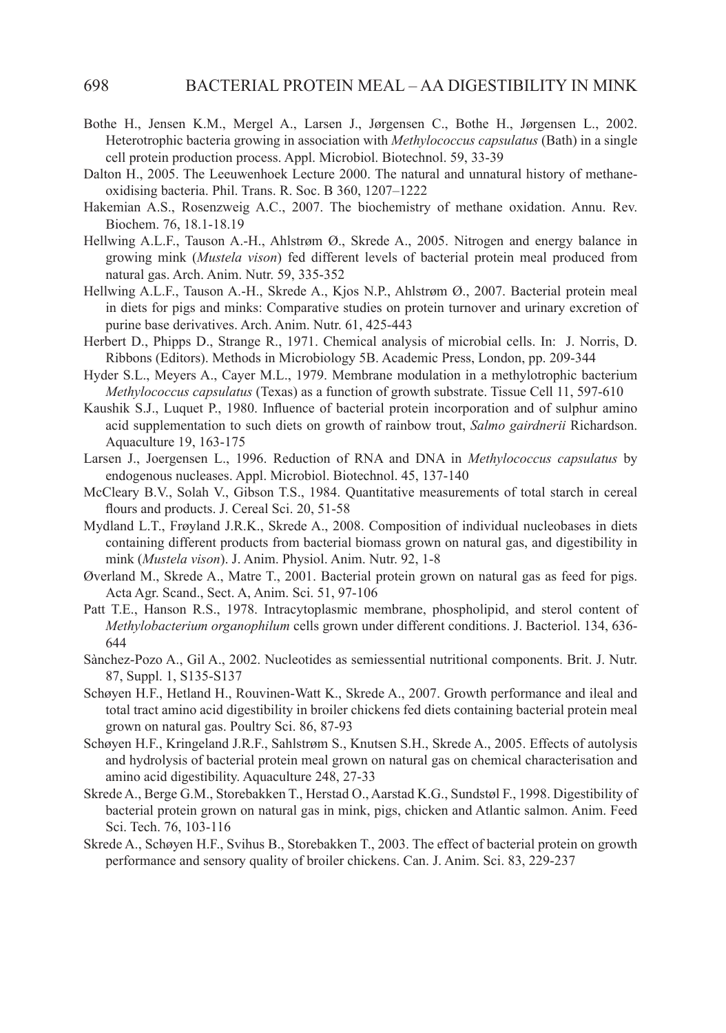Bothe H., Jensen K.M., Mergel A., Larsen J., Jørgensen C., Bothe H., Jørgensen L., 2002. Heterotrophic bacteria growing in association with *Methylococcus capsulatus* (Bath) in a single cell protein production process. Appl. Microbiol. Biotechnol. 59, 33-39

Dalton H., 2005. The Leeuwenhoek Lecture 2000. The natural and unnatural history of methane-oxidising bacteria. Phil. Trans. R. Soc. B 360, 1207–1222

Hakemian A.S., Rosenzweig A.C., 2007. The biochemistry of methane oxidation. Annu. Rev. Biochem. 76, 18.1-18.19

Hellwing A.L.F., Tauson A.-H., Ahlstrøm Ø., Skrede A., 2005. Nitrogen and energy balance in growing mink (*Mustela vison*) fed different levels of bacterial protein meal produced from natural gas. Arch. Anim. Nutr. 59, 335-352

Hellwing A.L.F., Tauson A.-H., Skrede A., Kjos N.P., Ahlstrøm Ø., 2007. Bacterial protein meal in diets for pigs and minks: Comparative studies on protein turnover and urinary excretion of purine base derivatives. Arch. Anim. Nutr. 61, 425-443

Herbert D., Phipps D., Strange R., 1971. Chemical analysis of microbial cells. In: J. Norris, D. Ribbons (Editors). Methods in Microbiology 5B. Academic Press, London, pp. 209-344

Hyder S.L., Meyers A., Cayer M.L., 1979. Membrane modulation in a methylotrophic bacterium *Methylococcus capsulatus* (Texas) as a function of growth substrate. Tissue Cell 11, 597-610

Kaushik S.J., Luquet P., 1980. Influence of bacterial protein incorporation and of sulphur amino acid supplementation to such diets on growth of rainbow trout, *Salmo gairdnerii* Richardson. Aquaculture 19, 163-175

Larsen J., Joergensen L., 1996. Reduction of RNA and DNA in *Methylococcus capsulatus* by endogenous nucleases. Appl. Microbiol. Biotechnol. 45, 137-140

McCleary B.V., Solah V., Gibson T.S., 1984. Quantitative measurements of total starch in cereal flours and products. J. Cereal Sci. 20, 51-58

Mydland L.T., Frøyland J.R.K., Skrede A., 2008. Composition of individual nucleobases in diets containing different products from bacterial biomass grown on natural gas, and digestibility in mink (*Mustela vison*). J. Anim. Physiol. Anim. Nutr. 92, 1-8

Øverland M., Skrede A., Matre T., 2001. Bacterial protein grown on natural gas as feed for pigs. Acta Agr. Scand., Sect. A, Anim. Sci. 51, 97-106

Patt T.E., Hanson R.S., 1978. Intracytoplasmic membrane, phospholipid, and sterol content of *Methylobacterium organophilum* cells grown under different conditions. J. Bacteriol. 134, 636-644

Sànchez-Pozo A., Gil A., 2002. Nucleotides as semiessential nutritional components. Brit. J. Nutr. 87, Suppl. 1, S135-S137

Schøyen H.F., Hetland H., Rouvinen-Watt K., Skrede A., 2007. Growth performance and ileal and total tract amino acid digestibility in broiler chickens fed diets containing bacterial protein meal grown on natural gas. Poultry Sci. 86, 87-93

Schøyen H.F., Kringeland J.R.F., Sahlstrøm S., Knutsen S.H., Skrede A., 2005. Effects of autolysis and hydrolysis of bacterial protein meal grown on natural gas on chemical characterisation and amino acid digestibility. Aquaculture 248, 27-33

Skrede A., Berge G.M., Storebakken T., Herstad O., Aarstad K.G., Sundstøl F., 1998. Digestibility of bacterial protein grown on natural gas in mink, pigs, chicken and Atlantic salmon. Anim. Feed Sci. Tech. 76, 103-116

Skrede A., Schøyen H.F., Svihus B., Storebakken T., 2003. The effect of bacterial protein on growth performance and sensory quality of broiler chickens. Can. J. Anim. Sci. 83, 229-237